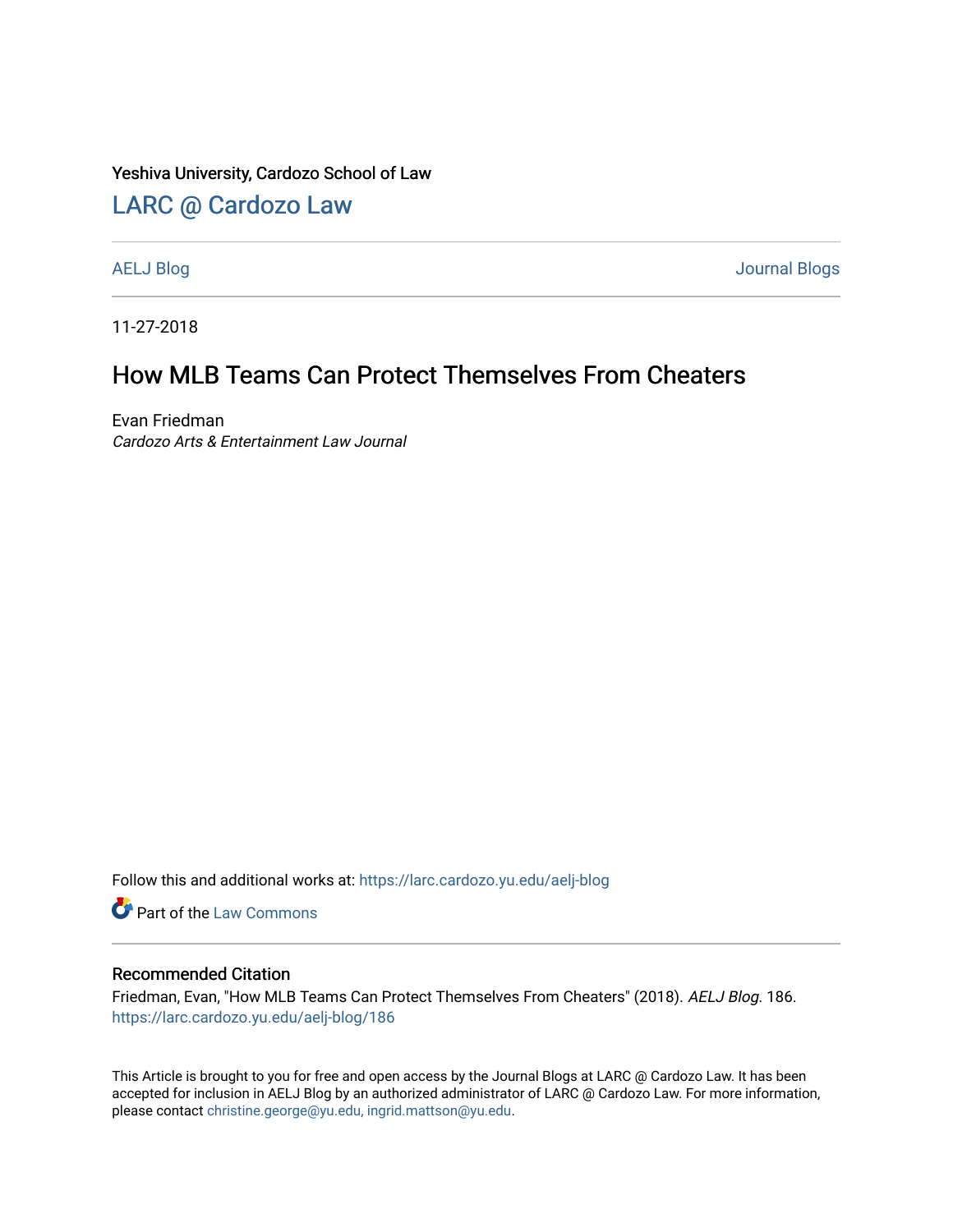Yeshiva University, Cardozo School of Law

## LARC @ Cardozo Law

AELJ Blog | Journal Blogs

11-27-2018

# How MLB Teams Can Protect Themselves From Cheaters

Evan Friedman
*Cardozo Arts & Entertainment Law Journal*

Follow this and additional works at: https://larc.cardozo.yu.edu/aelj-blog

Part of the Law Commons

### Recommended Citation

Friedman, Evan, "How MLB Teams Can Protect Themselves From Cheaters" (2018). *AELJ Blog*. 186.
https://larc.cardozo.yu.edu/aelj-blog/186

This Article is brought to you for free and open access by the Journal Blogs at LARC @ Cardozo Law. It has been accepted for inclusion in AELJ Blog by an authorized administrator of LARC @ Cardozo Law. For more information, please contact christine.george@yu.edu, ingrid.mattson@yu.edu.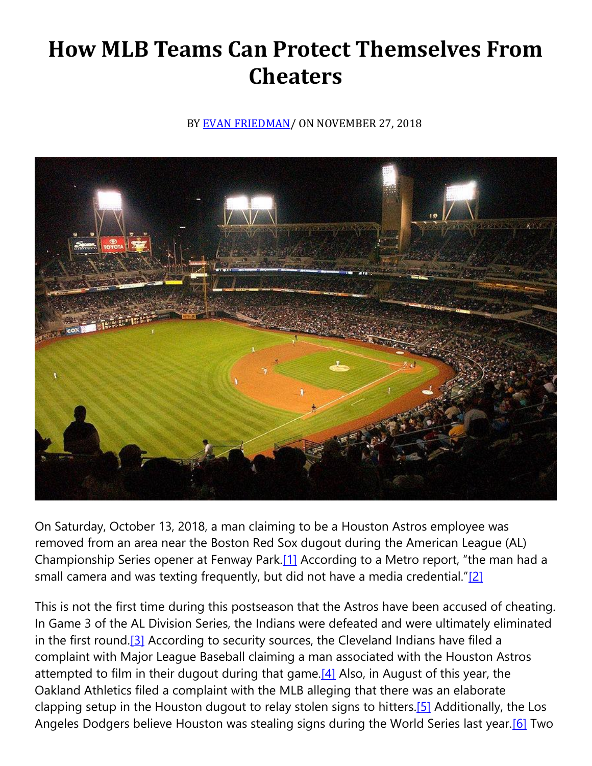# How MLB Teams Can Protect Themselves From Cheaters

BY EVAN FRIEDMAN/ ON NOVEMBER 27, 2018

On Saturday, October 13, 2018, a man claiming to be a Houston Astros employee was removed from an area near the Boston Red Sox dugout during the American League (AL) Championship Series opener at Fenway Park.[1] According to a Metro report, "the man had a small camera and was texting frequently, but did not have a media credential."[2]

This is not the first time during this postseason that the Astros have been accused of cheating. In Game 3 of the AL Division Series, the Indians were defeated and were ultimately eliminated in the first round.[3] According to security sources, the Cleveland Indians have filed a complaint with Major League Baseball claiming a man associated with the Houston Astros attempted to film in their dugout during that game.[4] Also, in August of this year, the Oakland Athletics filed a complaint with the MLB alleging that there was an elaborate clapping setup in the Houston dugout to relay stolen signs to hitters.[5] Additionally, the Los Angeles Dodgers believe Houston was stealing signs during the World Series last year.[6] Two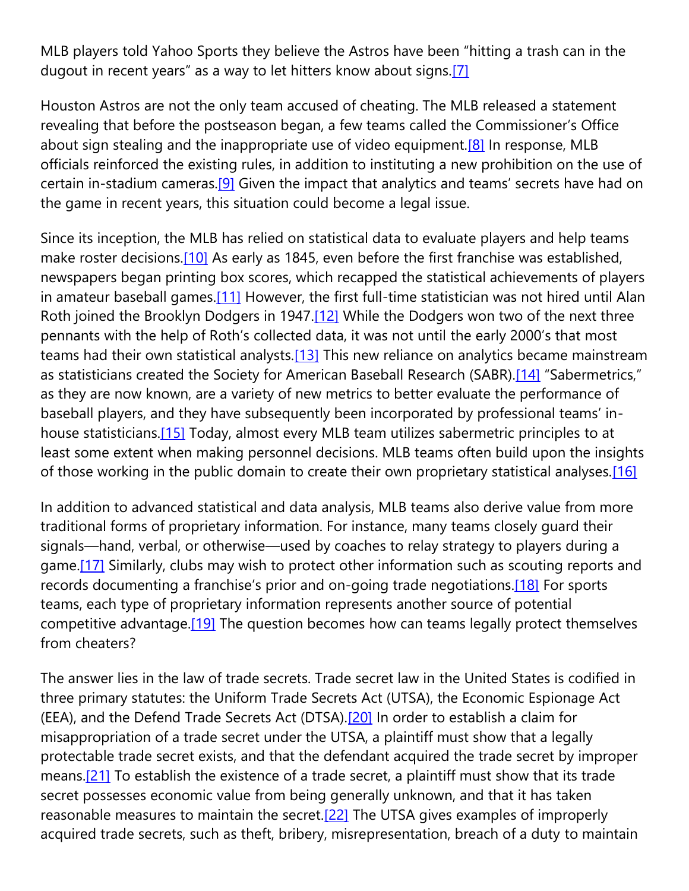MLB players told Yahoo Sports they believe the Astros have been "hitting a trash can in the dugout in recent years" as a way to let hitters know about signs.[7]

Houston Astros are not the only team accused of cheating. The MLB released a statement revealing that before the postseason began, a few teams called the Commissioner's Office about sign stealing and the inappropriate use of video equipment.[8] In response, MLB officials reinforced the existing rules, in addition to instituting a new prohibition on the use of certain in-stadium cameras.[9] Given the impact that analytics and teams' secrets have had on the game in recent years, this situation could become a legal issue.

Since its inception, the MLB has relied on statistical data to evaluate players and help teams make roster decisions.[10] As early as 1845, even before the first franchise was established, newspapers began printing box scores, which recapped the statistical achievements of players in amateur baseball games.[11] However, the first full-time statistician was not hired until Alan Roth joined the Brooklyn Dodgers in 1947.[12] While the Dodgers won two of the next three pennants with the help of Roth's collected data, it was not until the early 2000's that most teams had their own statistical analysts.[13] This new reliance on analytics became mainstream as statisticians created the Society for American Baseball Research (SABR).[14] "Sabermetrics," as they are now known, are a variety of new metrics to better evaluate the performance of baseball players, and they have subsequently been incorporated by professional teams' in-house statisticians.[15] Today, almost every MLB team utilizes sabermetric principles to at least some extent when making personnel decisions. MLB teams often build upon the insights of those working in the public domain to create their own proprietary statistical analyses.[16]

In addition to advanced statistical and data analysis, MLB teams also derive value from more traditional forms of proprietary information. For instance, many teams closely guard their signals—hand, verbal, or otherwise—used by coaches to relay strategy to players during a game.[17] Similarly, clubs may wish to protect other information such as scouting reports and records documenting a franchise's prior and on-going trade negotiations.[18] For sports teams, each type of proprietary information represents another source of potential competitive advantage.[19] The question becomes how can teams legally protect themselves from cheaters?

The answer lies in the law of trade secrets. Trade secret law in the United States is codified in three primary statutes: the Uniform Trade Secrets Act (UTSA), the Economic Espionage Act (EEA), and the Defend Trade Secrets Act (DTSA).[20] In order to establish a claim for misappropriation of a trade secret under the UTSA, a plaintiff must show that a legally protectable trade secret exists, and that the defendant acquired the trade secret by improper means.[21] To establish the existence of a trade secret, a plaintiff must show that its trade secret possesses economic value from being generally unknown, and that it has taken reasonable measures to maintain the secret.[22] The UTSA gives examples of improperly acquired trade secrets, such as theft, bribery, misrepresentation, breach of a duty to maintain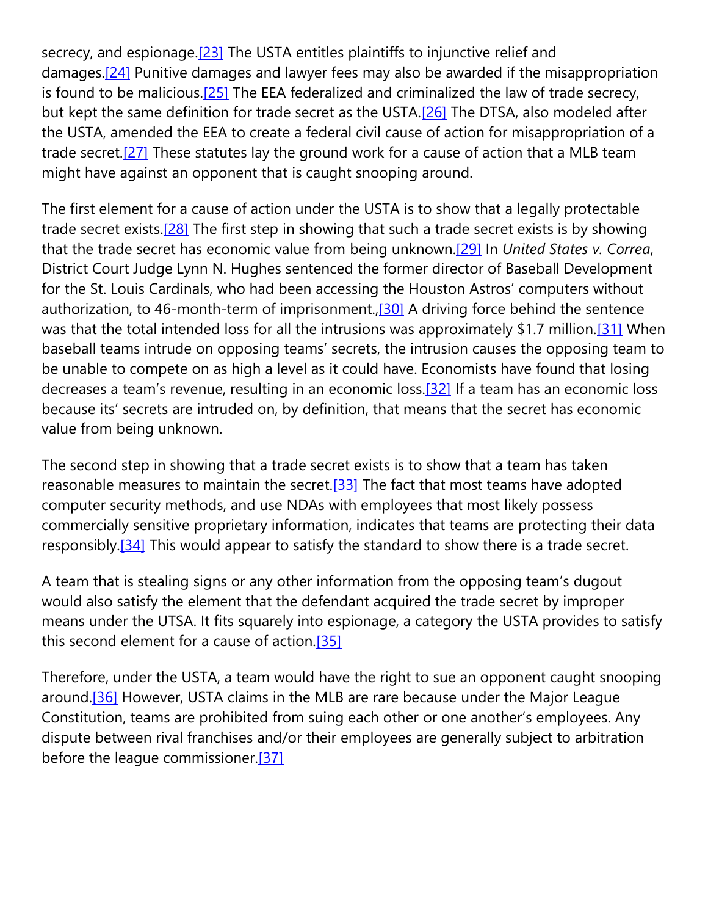secrecy, and espionage.[23] The USTA entitles plaintiffs to injunctive relief and damages.[24] Punitive damages and lawyer fees may also be awarded if the misappropriation is found to be malicious.[25] The EEA federalized and criminalized the law of trade secrecy, but kept the same definition for trade secret as the USTA.[26] The DTSA, also modeled after the USTA, amended the EEA to create a federal civil cause of action for misappropriation of a trade secret.[27] These statutes lay the ground work for a cause of action that a MLB team might have against an opponent that is caught snooping around.

The first element for a cause of action under the USTA is to show that a legally protectable trade secret exists.[28] The first step in showing that such a trade secret exists is by showing that the trade secret has economic value from being unknown.[29] In *United States v. Correa*, District Court Judge Lynn N. Hughes sentenced the former director of Baseball Development for the St. Louis Cardinals, who had been accessing the Houston Astros' computers without authorization, to 46-month-term of imprisonment.,[30] A driving force behind the sentence was that the total intended loss for all the intrusions was approximately $1.7 million.[31] When baseball teams intrude on opposing teams' secrets, the intrusion causes the opposing team to be unable to compete on as high a level as it could have. Economists have found that losing decreases a team's revenue, resulting in an economic loss.[32] If a team has an economic loss because its' secrets are intruded on, by definition, that means that the secret has economic value from being unknown.

The second step in showing that a trade secret exists is to show that a team has taken reasonable measures to maintain the secret.[33] The fact that most teams have adopted computer security methods, and use NDAs with employees that most likely possess commercially sensitive proprietary information, indicates that teams are protecting their data responsibly.[34] This would appear to satisfy the standard to show there is a trade secret.

A team that is stealing signs or any other information from the opposing team's dugout would also satisfy the element that the defendant acquired the trade secret by improper means under the UTSA. It fits squarely into espionage, a category the USTA provides to satisfy this second element for a cause of action.[35]

Therefore, under the USTA, a team would have the right to sue an opponent caught snooping around.[36] However, USTA claims in the MLB are rare because under the Major League Constitution, teams are prohibited from suing each other or one another's employees. Any dispute between rival franchises and/or their employees are generally subject to arbitration before the league commissioner.[37]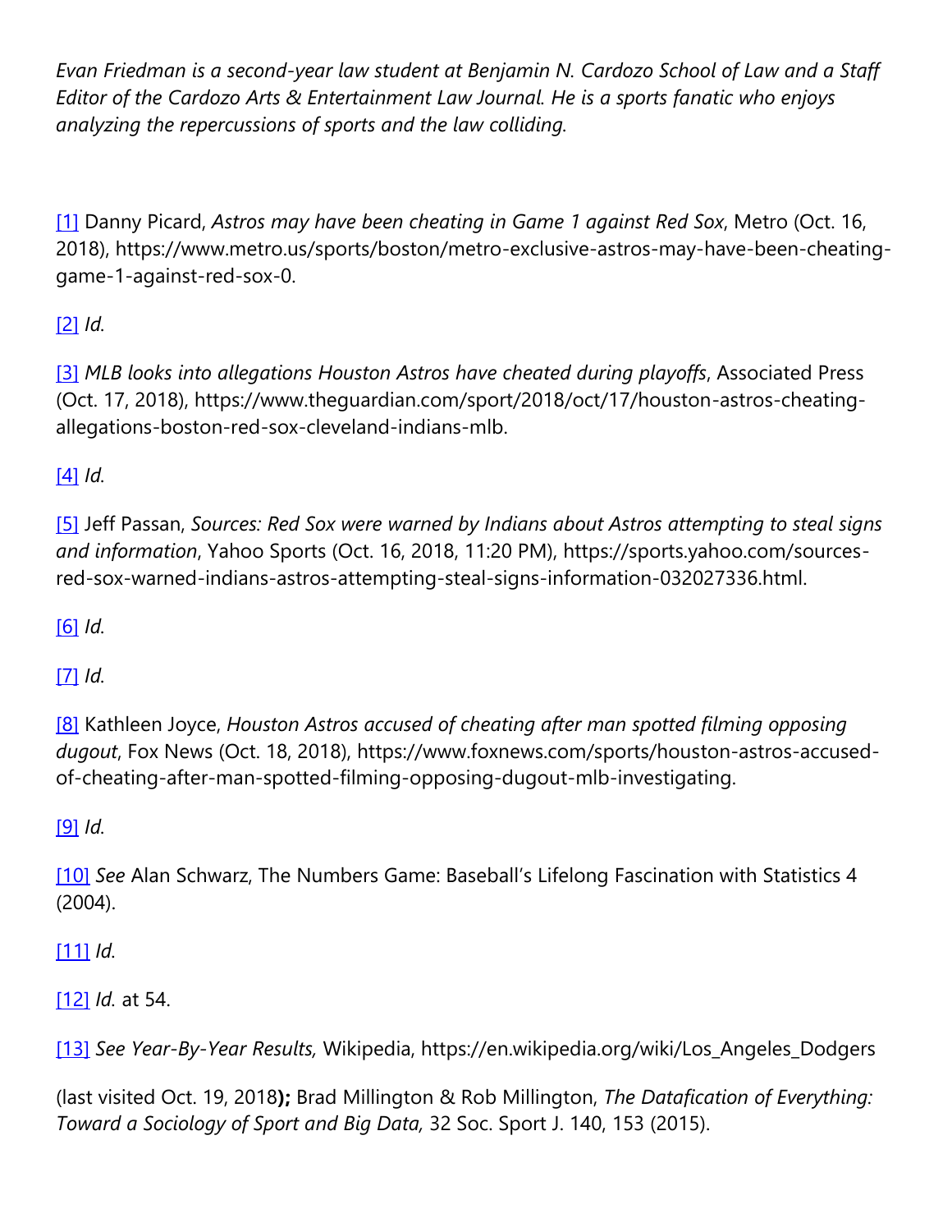*Evan Friedman is a second-year law student at Benjamin N. Cardozo School of Law and a Staff Editor of the Cardozo Arts & Entertainment Law Journal. He is a sports fanatic who enjoys analyzing the repercussions of sports and the law colliding.*

[1] Danny Picard, *Astros may have been cheating in Game 1 against Red Sox*, Metro (Oct. 16, 2018), https://www.metro.us/sports/boston/metro-exclusive-astros-may-have-been-cheating-game-1-against-red-sox-0.

[2] *Id.*

[3] *MLB looks into allegations Houston Astros have cheated during playoffs*, Associated Press (Oct. 17, 2018), https://www.theguardian.com/sport/2018/oct/17/houston-astros-cheating-allegations-boston-red-sox-cleveland-indians-mlb.

[4] *Id.*

[5] Jeff Passan, *Sources: Red Sox were warned by Indians about Astros attempting to steal signs and information*, Yahoo Sports (Oct. 16, 2018, 11:20 PM), https://sports.yahoo.com/sources-red-sox-warned-indians-astros-attempting-steal-signs-information-032027336.html.

[6] *Id.*

[7] *Id.*

[8] Kathleen Joyce, *Houston Astros accused of cheating after man spotted filming opposing dugout*, Fox News (Oct. 18, 2018), https://www.foxnews.com/sports/houston-astros-accused-of-cheating-after-man-spotted-filming-opposing-dugout-mlb-investigating.

[9] *Id.*

[10] *See* Alan Schwarz, The Numbers Game: Baseball's Lifelong Fascination with Statistics 4 (2004).

[11] *Id.*

[12] *Id.* at 54.

[13] *See Year-By-Year Results,* Wikipedia, https://en.wikipedia.org/wiki/Los_Angeles_Dodgers

(last visited Oct. 19, 2018**);** Brad Millington & Rob Millington, *The Datafication of Everything: Toward a Sociology of Sport and Big Data,* 32 Soc. Sport J. 140, 153 (2015).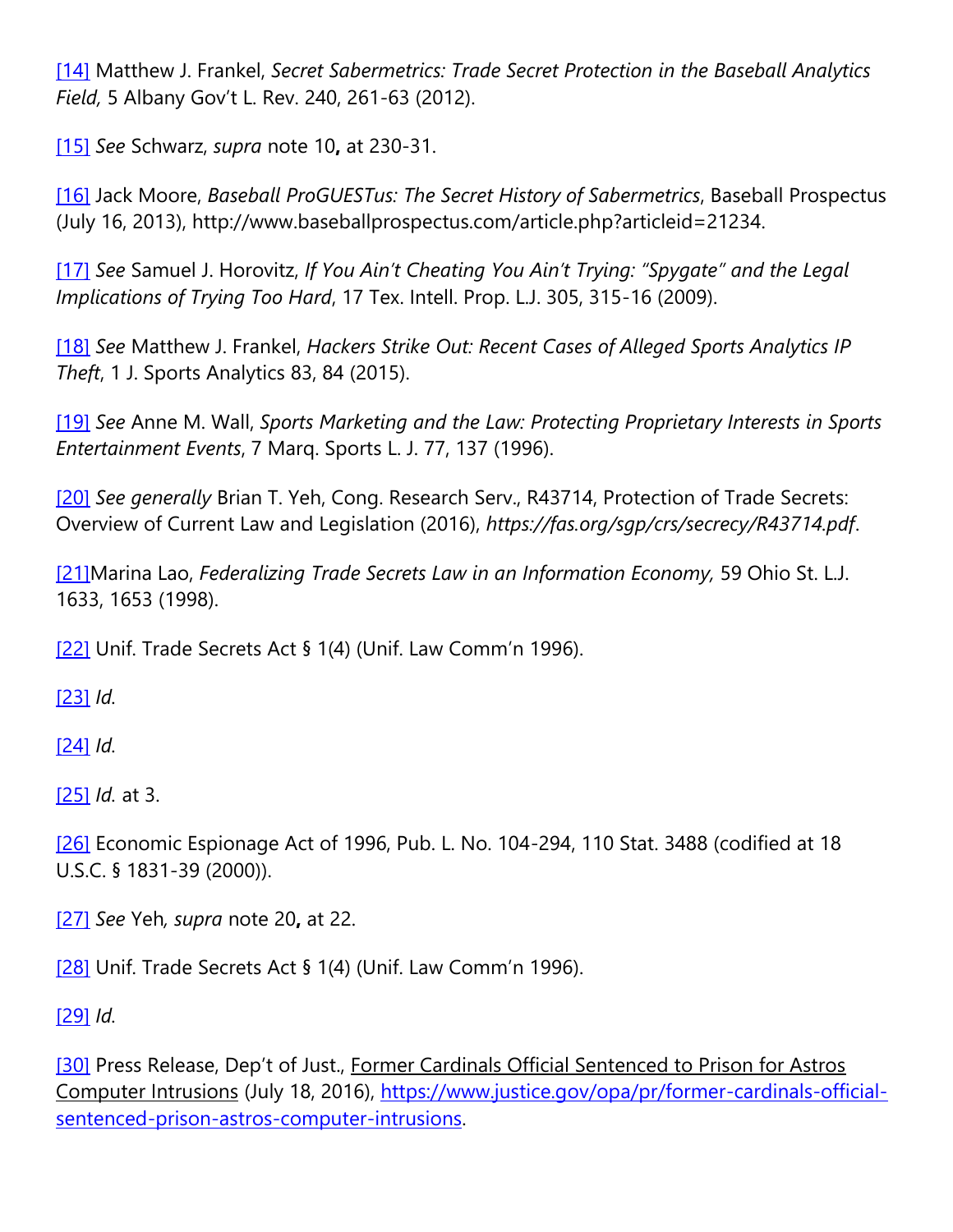[14] Matthew J. Frankel, *Secret Sabermetrics: Trade Secret Protection in the Baseball Analytics Field,* 5 Albany Gov't L. Rev. 240, 261-63 (2012).

[15] *See* Schwarz, *supra* note 10**,** at 230-31.

[16] Jack Moore, *Baseball ProGUESTus: The Secret History of Sabermetrics*, Baseball Prospectus (July 16, 2013), http://www.baseballprospectus.com/article.php?articleid=21234.

[17] *See* Samuel J. Horovitz, *If You Ain't Cheating You Ain't Trying: "Spygate" and the Legal Implications of Trying Too Hard*, 17 Tex. Intell. Prop. L.J. 305, 315-16 (2009).

[18] *See* Matthew J. Frankel, *Hackers Strike Out: Recent Cases of Alleged Sports Analytics IP Theft*, 1 J. Sports Analytics 83, 84 (2015).

[19] *See* Anne M. Wall, *Sports Marketing and the Law: Protecting Proprietary Interests in Sports Entertainment Events*, 7 Marq. Sports L. J. 77, 137 (1996).

[20] *See generally* Brian T. Yeh, Cong. Research Serv., R43714, Protection of Trade Secrets: Overview of Current Law and Legislation (2016), *https://fas.org/sgp/crs/secrecy/R43714.pdf*.

[21]Marina Lao, *Federalizing Trade Secrets Law in an Information Economy,* 59 Ohio St. L.J. 1633, 1653 (1998).

[22] Unif. Trade Secrets Act § 1(4) (Unif. Law Comm'n 1996).

[23] *Id.*

[24] *Id.*

[25] *Id.* at 3.

[26] Economic Espionage Act of 1996, Pub. L. No. 104-294, 110 Stat. 3488 (codified at 18 U.S.C. § 1831-39 (2000)).

[27] *See* Yeh*, supra* note 20**,** at 22.

[28] Unif. Trade Secrets Act § 1(4) (Unif. Law Comm'n 1996).

[29] *Id.*

[30] Press Release, Dep't of Just., Former Cardinals Official Sentenced to Prison for Astros Computer Intrusions (July 18, 2016), https://www.justice.gov/opa/pr/former-cardinals-official-sentenced-prison-astros-computer-intrusions.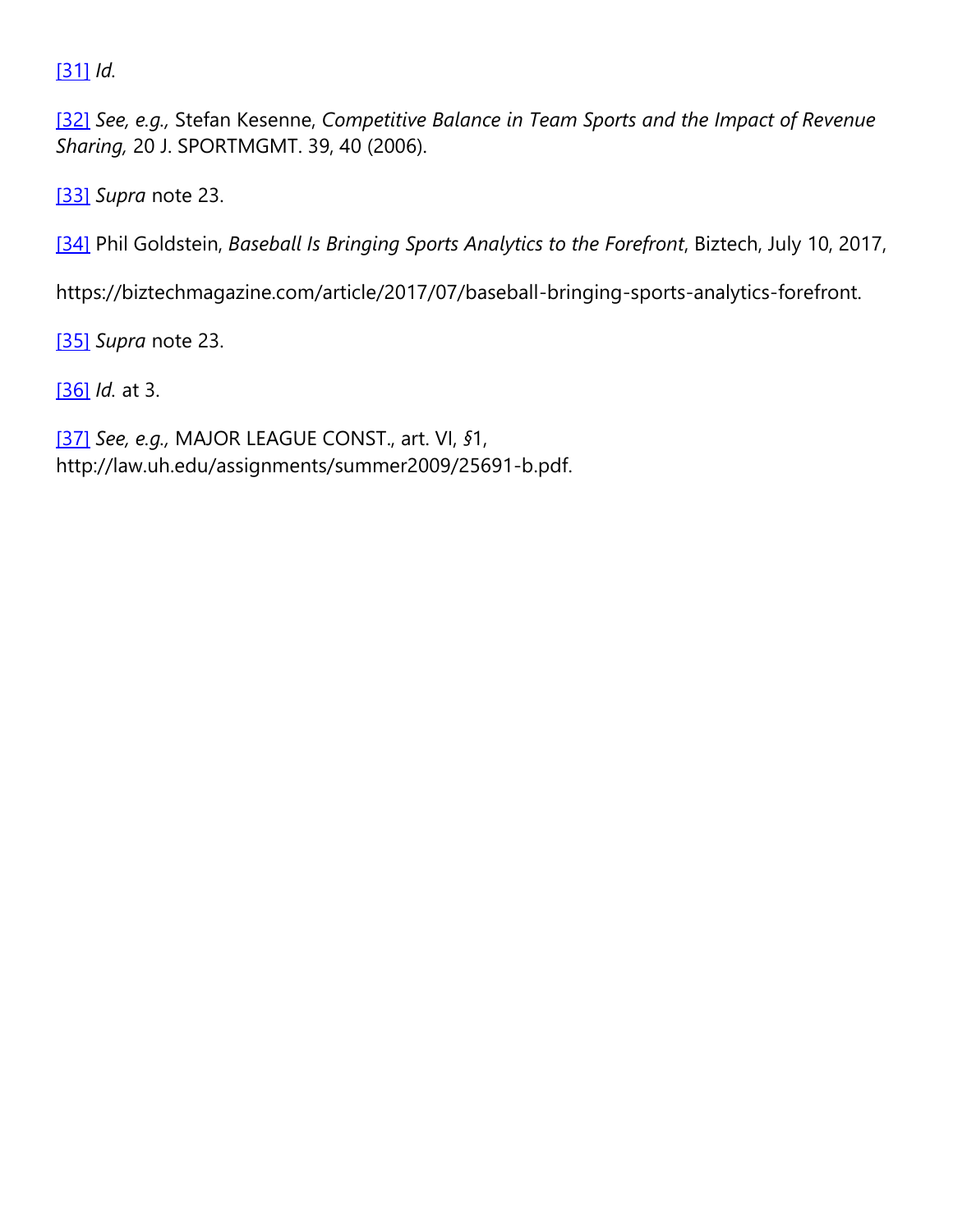[31] *Id.*

[32] *See, e.g.,* Stefan Kesenne, *Competitive Balance in Team Sports and the Impact of Revenue Sharing,* 20 J. SPORTMGMT. 39, 40 (2006).

[33] *Supra* note 23.

[34] Phil Goldstein, *Baseball Is Bringing Sports Analytics to the Forefront*, Biztech, July 10, 2017,

https://biztechmagazine.com/article/2017/07/baseball-bringing-sports-analytics-forefront.

[35] *Supra* note 23.

[36] *Id.* at 3.

[37] *See, e.g.,* MAJOR LEAGUE CONST., art. VI, §1, http://law.uh.edu/assignments/summer2009/25691-b.pdf.